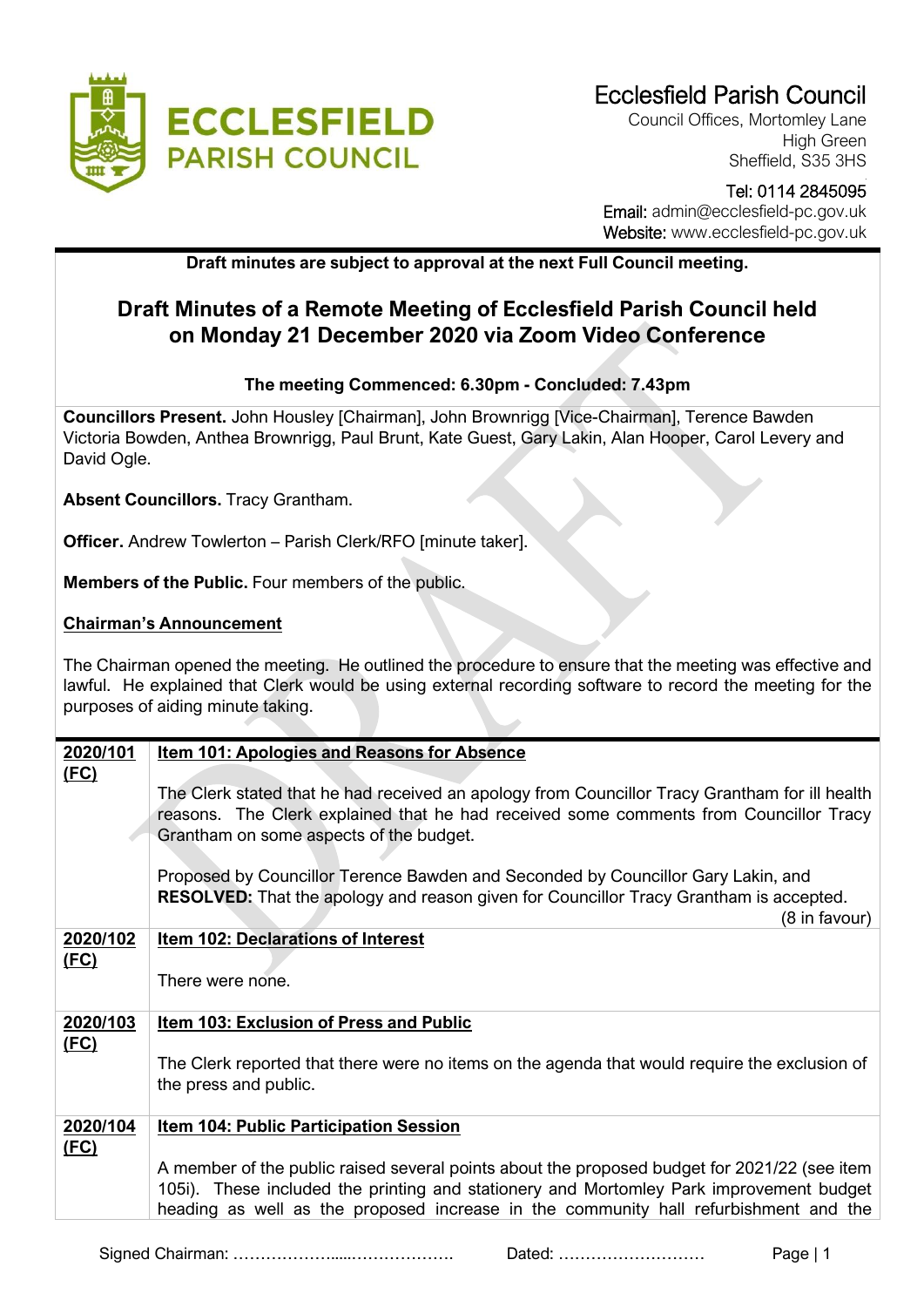# Ecclesfield Parish Council

Council Offices, Mortomley Lane
High Green
Sheffield, S35 3HS

Tel: 0114 2845095
Email: admin@ecclesfield-pc.gov.uk
Website: www.ecclesfield-pc.gov.uk

**Draft minutes are subject to approval at the next Full Council meeting.**

## Draft Minutes of a Remote Meeting of Ecclesfield Parish Council held on Monday 21 December 2020 via Zoom Video Conference

**The meeting Commenced: 6.30pm - Concluded: 7.43pm**

**Councillors Present.** John Housley [Chairman], John Brownrigg [Vice-Chairman], Terence Bawden Victoria Bowden, Anthea Brownrigg, Paul Brunt, Kate Guest, Gary Lakin, Alan Hooper, Carol Levery and David Ogle.

**Absent Councillors.** Tracy Grantham.

**Officer.** Andrew Towlerton – Parish Clerk/RFO [minute taker].

**Members of the Public.** Four members of the public.

**Chairman's Announcement**

The Chairman opened the meeting. He outlined the procedure to ensure that the meeting was effective and lawful. He explained that Clerk would be using external recording software to record the meeting for the purposes of aiding minute taking.

| | |
|---|---|
| **2020/101 (FC)** | **Item 101: Apologies and Reasons for Absence**<br><br>The Clerk stated that he had received an apology from Councillor Tracy Grantham for ill health reasons. The Clerk explained that he had received some comments from Councillor Tracy Grantham on some aspects of the budget.<br><br>Proposed by Councillor Terence Bawden and Seconded by Councillor Gary Lakin, and **RESOLVED:** That the apology and reason given for Councillor Tracy Grantham is accepted. (8 in favour) |
| **2020/102 (FC)** | **Item 102: Declarations of Interest**<br><br>There were none. |
| **2020/103 (FC)** | **Item 103: Exclusion of Press and Public**<br><br>The Clerk reported that there were no items on the agenda that would require the exclusion of the press and public. |
| **2020/104 (FC)** | **Item 104: Public Participation Session**<br><br>A member of the public raised several points about the proposed budget for 2021/22 (see item 105i). These included the printing and stationery and Mortomley Park improvement budget heading as well as the proposed increase in the community hall refurbishment and the |

Signed Chairman: ……………….....………………. Dated: ………………………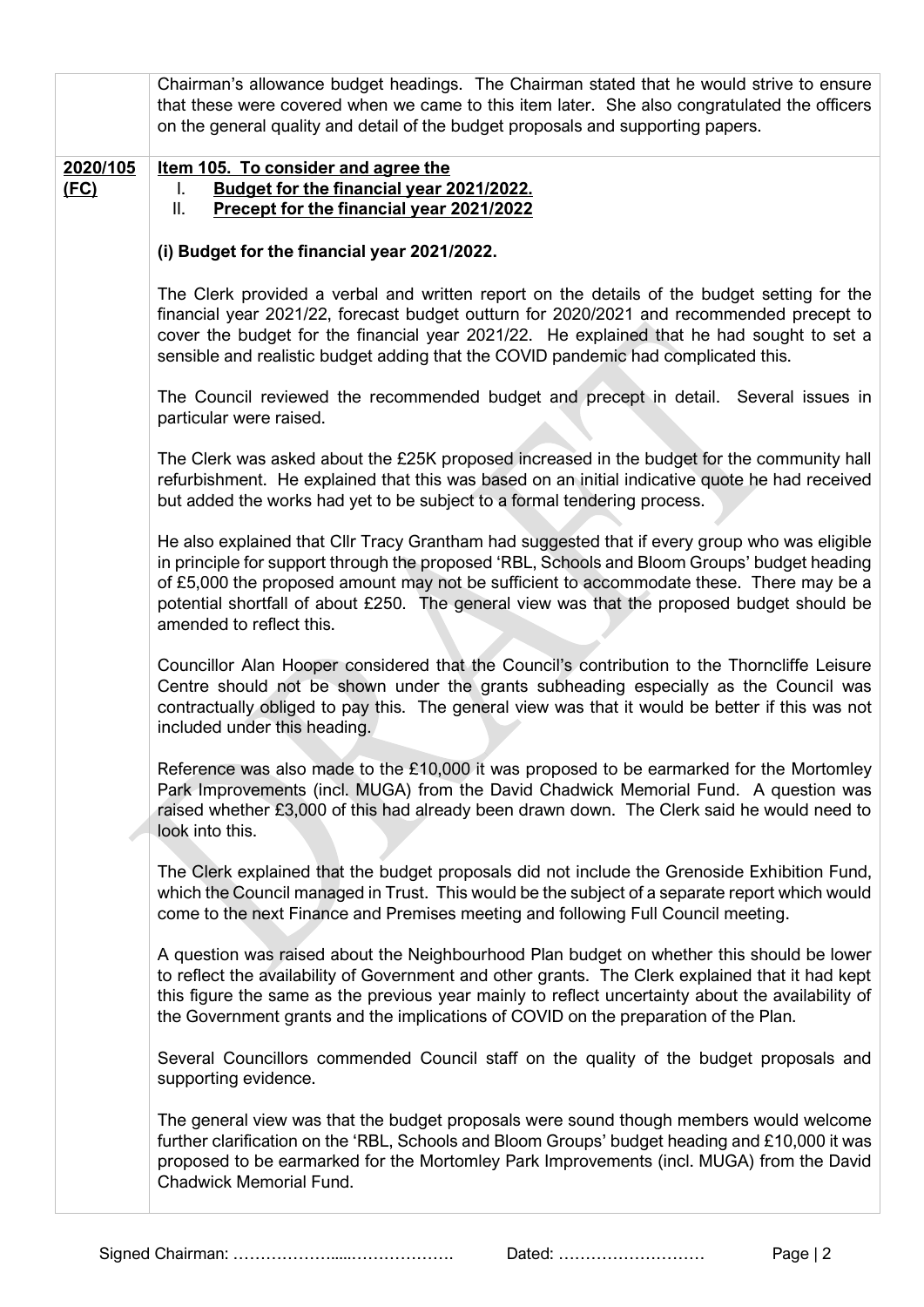Chairman's allowance budget headings. The Chairman stated that he would strive to ensure that these were covered when we came to this item later. She also congratulated the officers on the general quality and detail of the budget proposals and supporting papers.

**2020/105 (FC)**

**Item 105. To consider and agree the**

I. **Budget for the financial year 2021/2022.**
II. **Precept for the financial year 2021/2022**

**(i) Budget for the financial year 2021/2022.**

The Clerk provided a verbal and written report on the details of the budget setting for the financial year 2021/22, forecast budget outturn for 2020/2021 and recommended precept to cover the budget for the financial year 2021/22. He explained that he had sought to set a sensible and realistic budget adding that the COVID pandemic had complicated this.

The Council reviewed the recommended budget and precept in detail. Several issues in particular were raised.

The Clerk was asked about the £25K proposed increased in the budget for the community hall refurbishment. He explained that this was based on an initial indicative quote he had received but added the works had yet to be subject to a formal tendering process.

He also explained that Cllr Tracy Grantham had suggested that if every group who was eligible in principle for support through the proposed 'RBL, Schools and Bloom Groups' budget heading of £5,000 the proposed amount may not be sufficient to accommodate these. There may be a potential shortfall of about £250. The general view was that the proposed budget should be amended to reflect this.

Councillor Alan Hooper considered that the Council's contribution to the Thorncliffe Leisure Centre should not be shown under the grants subheading especially as the Council was contractually obliged to pay this. The general view was that it would be better if this was not included under this heading.

Reference was also made to the £10,000 it was proposed to be earmarked for the Mortomley Park Improvements (incl. MUGA) from the David Chadwick Memorial Fund. A question was raised whether £3,000 of this had already been drawn down. The Clerk said he would need to look into this.

The Clerk explained that the budget proposals did not include the Grenoside Exhibition Fund, which the Council managed in Trust. This would be the subject of a separate report which would come to the next Finance and Premises meeting and following Full Council meeting.

A question was raised about the Neighbourhood Plan budget on whether this should be lower to reflect the availability of Government and other grants. The Clerk explained that it had kept this figure the same as the previous year mainly to reflect uncertainty about the availability of the Government grants and the implications of COVID on the preparation of the Plan.

Several Councillors commended Council staff on the quality of the budget proposals and supporting evidence.

The general view was that the budget proposals were sound though members would welcome further clarification on the 'RBL, Schools and Bloom Groups' budget heading and £10,000 it was proposed to be earmarked for the Mortomley Park Improvements (incl. MUGA) from the David Chadwick Memorial Fund.

Signed Chairman: ……………….....………………. Dated: ………………………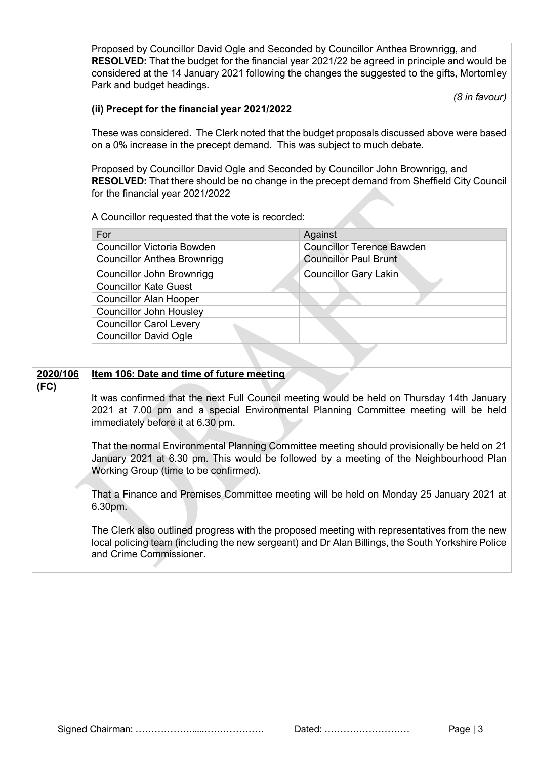Proposed by Councillor David Ogle and Seconded by Councillor Anthea Brownrigg, and **RESOLVED:** That the budget for the financial year 2021/22 be agreed in principle and would be considered at the 14 January 2021 following the changes the suggested to the gifts, Mortomley Park and budget headings.

*(8 in favour)*

**(ii) Precept for the financial year 2021/2022**

These was considered. The Clerk noted that the budget proposals discussed above were based on a 0% increase in the precept demand. This was subject to much debate.

Proposed by Councillor David Ogle and Seconded by Councillor John Brownrigg, and **RESOLVED:** That there should be no change in the precept demand from Sheffield City Council for the financial year 2021/2022

A Councillor requested that the vote is recorded:

| For | Against |
|---|---|
| Councillor Victoria Bowden | Councillor Terence Bawden |
| Councillor Anthea Brownrigg | Councillor Paul Brunt |
| Councillor John Brownrigg | Councillor Gary Lakin |
| Councillor Kate Guest | |
| Councillor Alan Hooper | |
| Councillor John Housley | |
| Councillor Carol Levery | |
| Councillor David Ogle | |

**2020/106 (FC)**

**Item 106: Date and time of future meeting**

It was confirmed that the next Full Council meeting would be held on Thursday 14th January 2021 at 7.00 pm and a special Environmental Planning Committee meeting will be held immediately before it at 6.30 pm.

That the normal Environmental Planning Committee meeting should provisionally be held on 21 January 2021 at 6.30 pm. This would be followed by a meeting of the Neighbourhood Plan Working Group (time to be confirmed).

That a Finance and Premises Committee meeting will be held on Monday 25 January 2021 at 6.30pm.

The Clerk also outlined progress with the proposed meeting with representatives from the new local policing team (including the new sergeant) and Dr Alan Billings, the South Yorkshire Police and Crime Commissioner.

Signed Chairman: ……………….....………………. Dated: ………………………